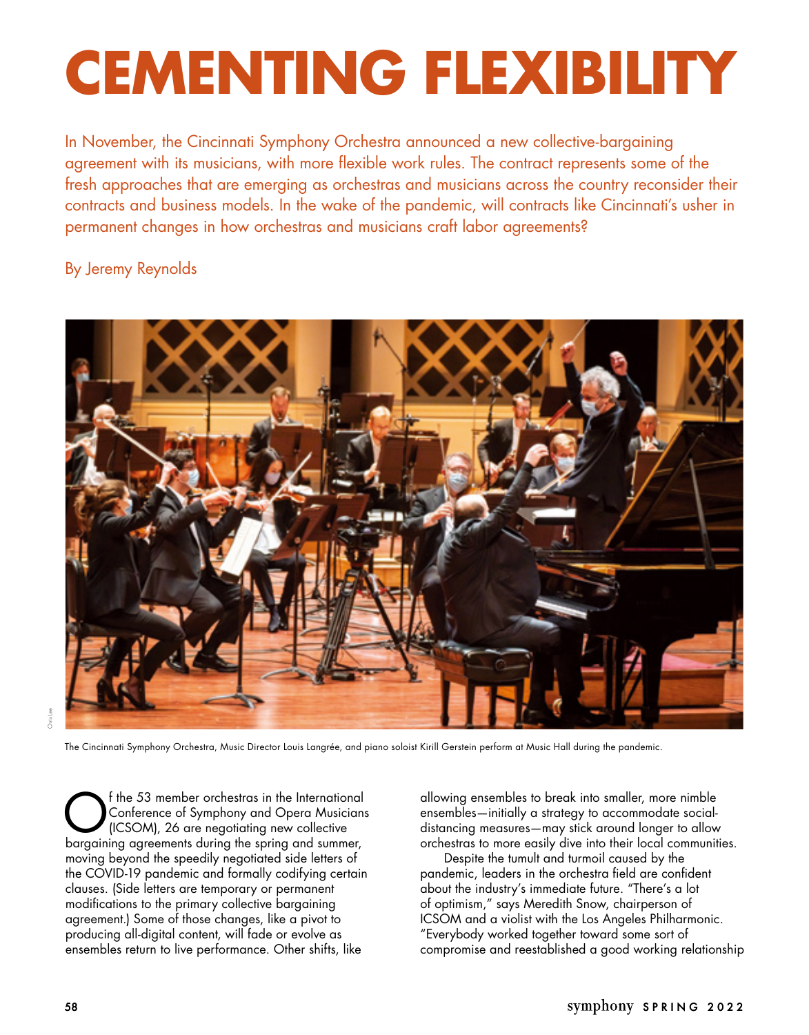# CEMENTING FLEXIBILITY

In November, the Cincinnati Symphony Orchestra announced a new collective-bargaining agreement with its musicians, with more flexible work rules. The contract represents some of the fresh approaches that are emerging as orchestras and musicians across the country reconsider their contracts and business models. In the wake of the pandemic, will contracts like Cincinnati's usher in permanent changes in how orchestras and musicians craft labor agreements?

By Jeremy Reynolds

The Cincinnati Symphony Orchestra, Music Director Louis Langrée, and piano soloist Kirill Gerstein perform at Music Hall during the pandemic.

Of the 53 member orchestras in the International Conference of Symphony and Opera Musicians (ICSOM), 26 are negotiating new collective bargaining agreements during the spring and summer, moving beyond the speedily negotiated side letters of the COVID-19 pandemic and formally codifying certain clauses. (Side letters are temporary or permanent modifications to the primary collective bargaining agreement.) Some of those changes, like a pivot to producing all-digital content, will fade or evolve as ensembles return to live performance. Other shifts, like allowing ensembles to break into smaller, more nimble ensembles—initially a strategy to accommodate social-distancing measures—may stick around longer to allow orchestras to more easily dive into their local communities.

Despite the tumult and turmoil caused by the pandemic, leaders in the orchestra field are confident about the industry's immediate future. "There's a lot of optimism," says Meredith Snow, chairperson of ICSOM and a violist with the Los Angeles Philharmonic. "Everybody worked together toward some sort of compromise and reestablished a good working relationship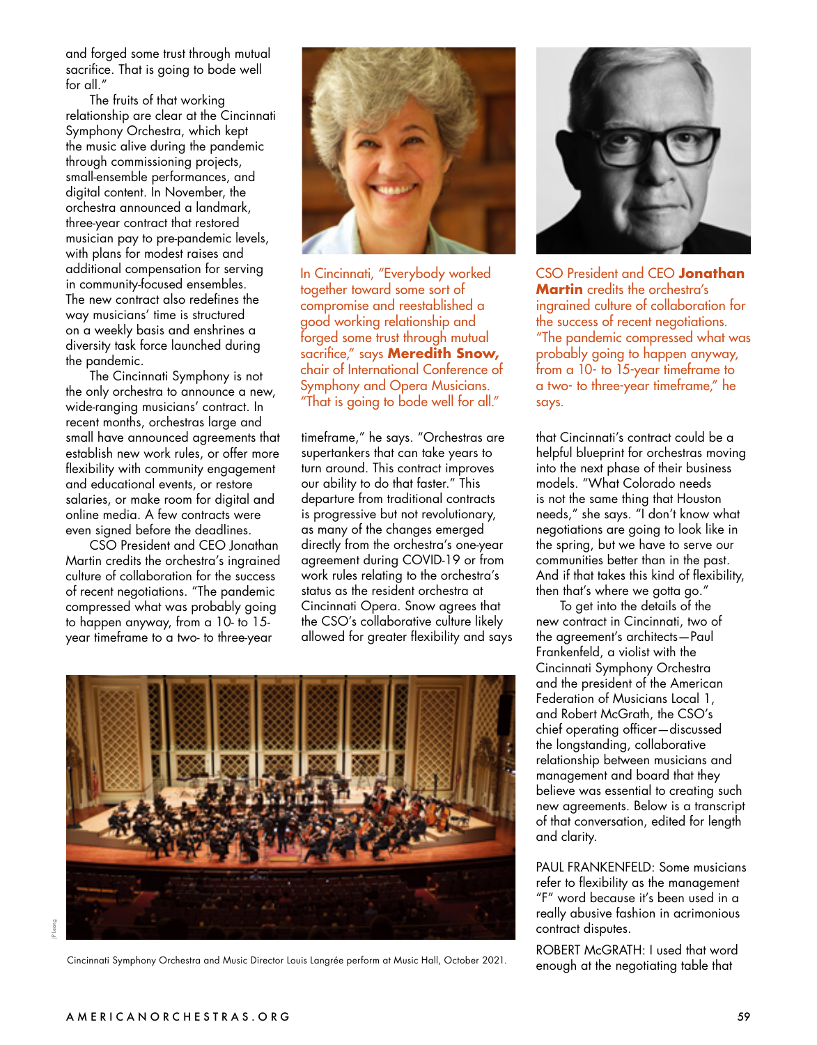and forged some trust through mutual sacrifice. That is going to bode well for all."

The fruits of that working relationship are clear at the Cincinnati Symphony Orchestra, which kept the music alive during the pandemic through commissioning projects, small-ensemble performances, and digital content. In November, the orchestra announced a landmark, three-year contract that restored musician pay to pre-pandemic levels, with plans for modest raises and additional compensation for serving in community-focused ensembles. The new contract also redefines the way musicians' time is structured on a weekly basis and enshrines a diversity task force launched during the pandemic.

The Cincinnati Symphony is not the only orchestra to announce a new, wide-ranging musicians' contract. In recent months, orchestras large and small have announced agreements that establish new work rules, or offer more flexibility with community engagement and educational events, or restore salaries, or make room for digital and online media. A few contracts were even signed before the deadlines.

CSO President and CEO Jonathan Martin credits the orchestra's ingrained culture of collaboration for the success of recent negotiations. "The pandemic compressed what was probably going to happen anyway, from a 10- to 15-year timeframe to a two- to three-year timeframe," he says. "Orchestras are supertankers that can take years to turn around. This contract improves our ability to do that faster." This departure from traditional contracts is progressive but not revolutionary, as many of the changes emerged directly from the orchestra's one-year agreement during COVID-19 or from work rules relating to the orchestra's status as the resident orchestra at Cincinnati Opera. Snow agrees that the CSO's collaborative culture likely allowed for greater flexibility and says that Cincinnati's contract could be a helpful blueprint for orchestras moving into the next phase of their business models. "What Colorado needs is not the same thing that Houston needs," she says. "I don't know what negotiations are going to look like in the spring, but we have to serve our communities better than in the past. And if that takes this kind of flexibility, then that's where we gotta go."

In Cincinnati, "Everybody worked together toward some sort of compromise and reestablished a good working relationship and forged some trust through mutual sacrifice," says **Meredith Snow,** chair of International Conference of Symphony and Opera Musicians. "That is going to bode well for all."

CSO President and CEO **Jonathan Martin** credits the orchestra's ingrained culture of collaboration for the success of recent negotiations. "The pandemic compressed what was probably going to happen anyway, from a 10- to 15-year timeframe to a two- to three-year timeframe," he says.

Cincinnati Symphony Orchestra and Music Director Louis Langrée perform at Music Hall, October 2021.

To get into the details of the new contract in Cincinnati, two of the agreement's architects—Paul Frankenfeld, a violist with the Cincinnati Symphony Orchestra and the president of the American Federation of Musicians Local 1, and Robert McGrath, the CSO's chief operating officer—discussed the longstanding, collaborative relationship between musicians and management and board that they believe was essential to creating such new agreements. Below is a transcript of that conversation, edited for length and clarity.

PAUL FRANKENFELD: Some musicians refer to flexibility as the management "F" word because it's been used in a really abusive fashion in acrimonious contract disputes.

ROBERT McGRATH: I used that word enough at the negotiating table that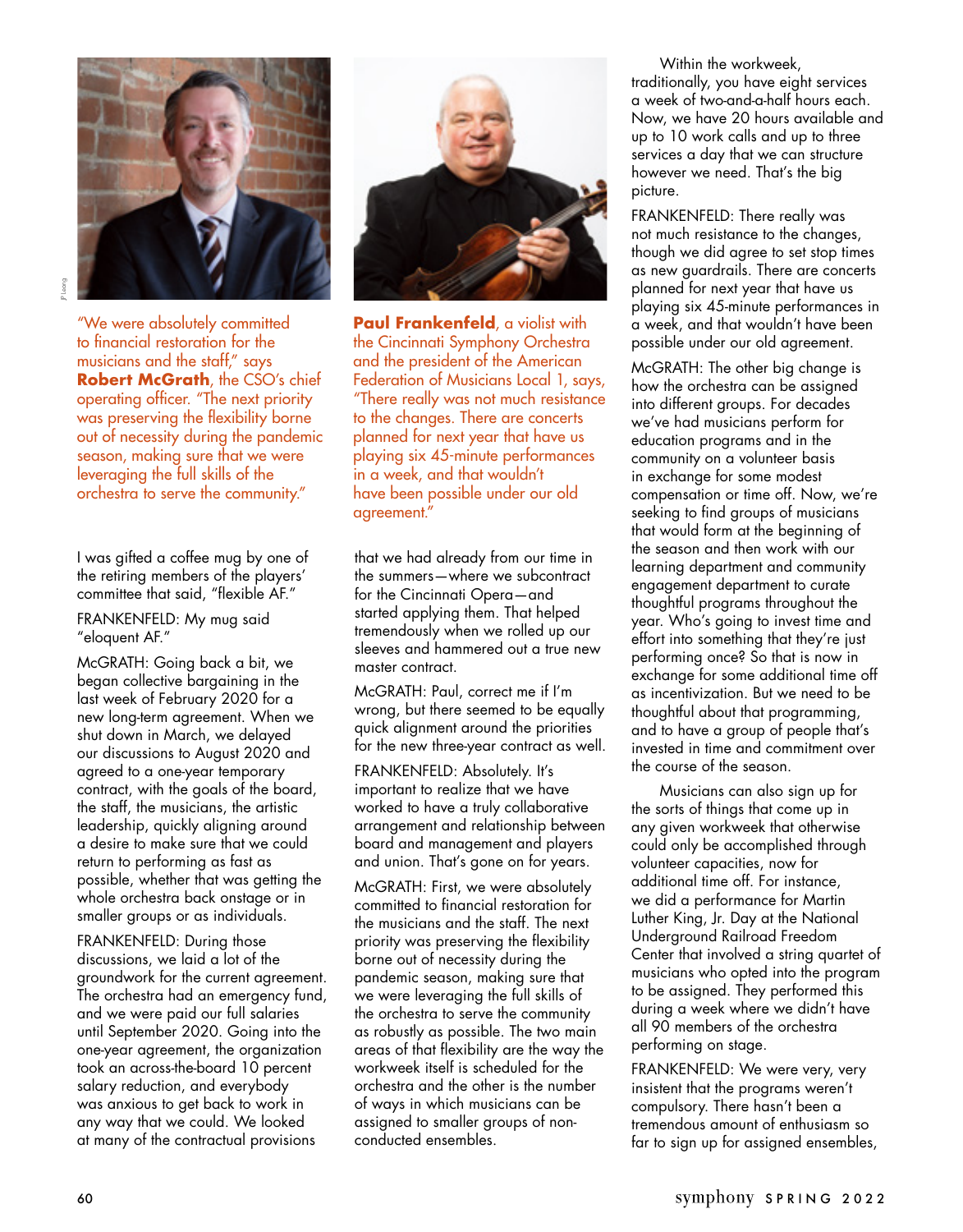"We were absolutely committed to financial restoration for the musicians and the staff," says **Robert McGrath**, the CSO's chief operating officer. "The next priority was preserving the flexibility borne out of necessity during the pandemic season, making sure that we were leveraging the full skills of the orchestra to serve the community."

**Paul Frankenfeld**, a violist with the Cincinnati Symphony Orchestra and the president of the American Federation of Musicians Local 1, says, "There really was not much resistance to the changes. There are concerts planned for next year that have us playing six 45-minute performances in a week, and that wouldn't have been possible under our old agreement."

I was gifted a coffee mug by one of the retiring members of the players' committee that said, "flexible AF."

FRANKENFELD: My mug said "eloquent AF."

McGRATH: Going back a bit, we began collective bargaining in the last week of February 2020 for a new long-term agreement. When we shut down in March, we delayed our discussions to August 2020 and agreed to a one-year temporary contract, with the goals of the board, the staff, the musicians, the artistic leadership, quickly aligning around a desire to make sure that we could return to performing as fast as possible, whether that was getting the whole orchestra back onstage or in smaller groups or as individuals.

FRANKENFELD: During those discussions, we laid a lot of the groundwork for the current agreement. The orchestra had an emergency fund, and we were paid our full salaries until September 2020. Going into the one-year agreement, the organization took an across-the-board 10 percent salary reduction, and everybody was anxious to get back to work in any way that we could. We looked at many of the contractual provisions that we had already from our time in the summers—where we subcontract for the Cincinnati Opera—and started applying them. That helped tremendously when we rolled up our sleeves and hammered out a true new master contract.

McGRATH: Paul, correct me if I'm wrong, but there seemed to be equally quick alignment around the priorities for the new three-year contract as well.

FRANKENFELD: Absolutely. It's important to realize that we have worked to have a truly collaborative arrangement and relationship between board and management and players and union. That's gone on for years.

McGRATH: First, we were absolutely committed to financial restoration for the musicians and the staff. The next priority was preserving the flexibility borne out of necessity during the pandemic season, making sure that we were leveraging the full skills of the orchestra to serve the community as robustly as possible. The two main areas of that flexibility are the way the workweek itself is scheduled for the orchestra and the other is the number of ways in which musicians can be assigned to smaller groups of non-conducted ensembles.

Within the workweek, traditionally, you have eight services a week of two-and-a-half hours each. Now, we have 20 hours available and up to 10 work calls and up to three services a day that we can structure however we need. That's the big picture.

FRANKENFELD: There really was not much resistance to the changes, though we did agree to set stop times as new guardrails. There are concerts planned for next year that have us playing six 45-minute performances in a week, and that wouldn't have been possible under our old agreement.

McGRATH: The other big change is how the orchestra can be assigned into different groups. For decades we've had musicians perform for education programs and in the community on a volunteer basis in exchange for some modest compensation or time off. Now, we're seeking to find groups of musicians that would form at the beginning of the season and then work with our learning department and community engagement department to curate thoughtful programs throughout the year. Who's going to invest time and effort into something that they're just performing once? So that is now in exchange for some additional time off as incentivization. But we need to be thoughtful about that programming, and to have a group of people that's invested in time and commitment over the course of the season.

Musicians can also sign up for the sorts of things that come up in any given workweek that otherwise could only be accomplished through volunteer capacities, now for additional time off. For instance, we did a performance for Martin Luther King, Jr. Day at the National Underground Railroad Freedom Center that involved a string quartet of musicians who opted into the program to be assigned. They performed this during a week where we didn't have all 90 members of the orchestra performing on stage.

FRANKENFELD: We were very, very insistent that the programs weren't compulsory. There hasn't been a tremendous amount of enthusiasm so far to sign up for assigned ensembles,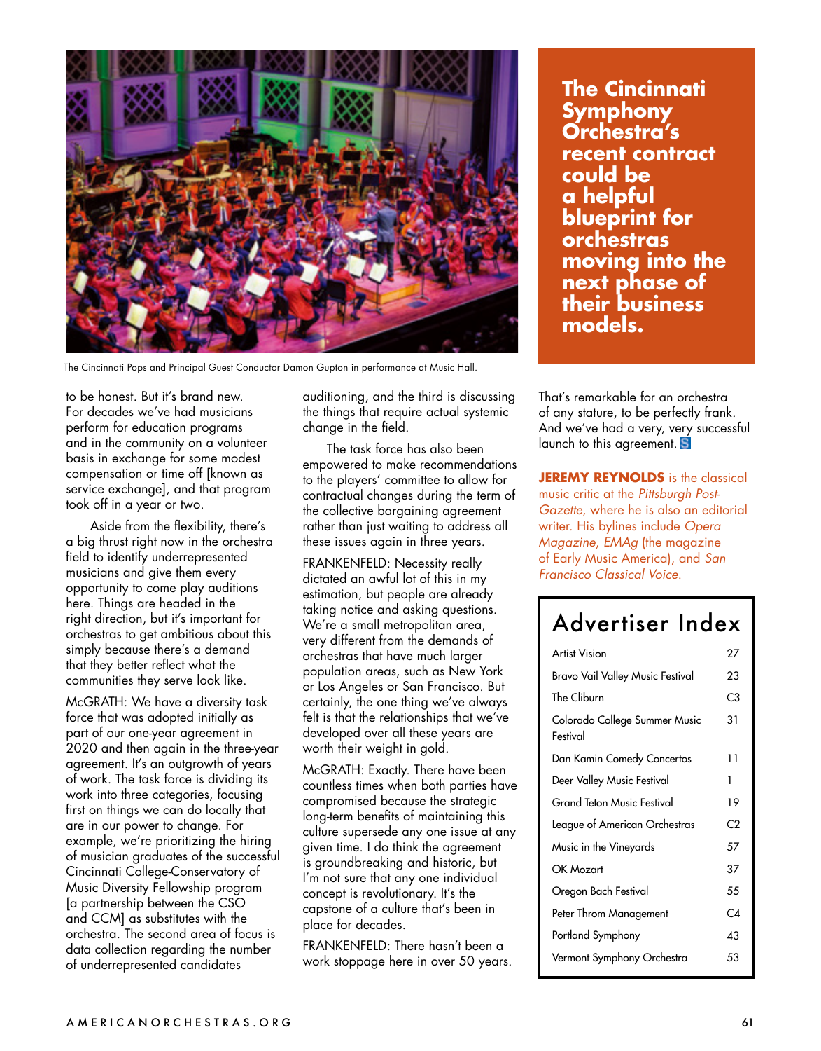The Cincinnati Pops and Principal Guest Conductor Damon Gupton in performance at Music Hall.

**The Cincinnati Symphony Orchestra's recent contract could be a helpful blueprint for orchestras moving into the next phase of their business models.**

to be honest. But it's brand new. For decades we've had musicians perform for education programs and in the community on a volunteer basis in exchange for some modest compensation or time off [known as service exchange], and that program took off in a year or two.

Aside from the flexibility, there's a big thrust right now in the orchestra field to identify underrepresented musicians and give them every opportunity to come play auditions here. Things are headed in the right direction, but it's important for orchestras to get ambitious about this simply because there's a demand that they better reflect what the communities they serve look like.

McGRATH: We have a diversity task force that was adopted initially as part of our one-year agreement in 2020 and then again in the three-year agreement. It's an outgrowth of years of work. The task force is dividing its work into three categories, focusing first on things we can do locally that are in our power to change. For example, we're prioritizing the hiring of musician graduates of the successful Cincinnati College-Conservatory of Music Diversity Fellowship program [a partnership between the CSO and CCM] as substitutes with the orchestra. The second area of focus is data collection regarding the number of underrepresented candidates auditioning, and the third is discussing the things that require actual systemic change in the field.

The task force has also been empowered to make recommendations to the players' committee to allow for contractual changes during the term of the collective bargaining agreement rather than just waiting to address all these issues again in three years.

FRANKENFELD: Necessity really dictated an awful lot of this in my estimation, but people are already taking notice and asking questions. We're a small metropolitan area, very different from the demands of orchestras that have much larger population areas, such as New York or Los Angeles or San Francisco. But certainly, the one thing we've always felt is that the relationships that we've developed over all these years are worth their weight in gold.

McGRATH: Exactly. There have been countless times when both parties have compromised because the strategic long-term benefits of maintaining this culture supersede any one issue at any given time. I do think the agreement is groundbreaking and historic, but I'm not sure that any one individual concept is revolutionary. It's the capstone of a culture that's been in place for decades.

FRANKENFELD: There hasn't been a work stoppage here in over 50 years. That's remarkable for an orchestra of any stature, to be perfectly frank. And we've had a very, very successful launch to this agreement.

**JEREMY REYNOLDS** is the classical music critic at the *Pittsburgh Post-Gazette*, where he is also an editorial writer. His bylines include *Opera Magazine*, *EMAg* (the magazine of Early Music America), and *San Francisco Classical Voice*.

## Advertiser Index

| | |
|---|---|
| Artist Vision | 27 |
| Bravo Vail Valley Music Festival | 23 |
| The Cliburn | C3 |
| Colorado College Summer Music Festival | 31 |
| Dan Kamin Comedy Concertos | 11 |
| Deer Valley Music Festival | 1 |
| Grand Teton Music Festival | 19 |
| League of American Orchestras | C2 |
| Music in the Vineyards | 57 |
| OK Mozart | 37 |
| Oregon Bach Festival | 55 |
| Peter Throm Management | C4 |
| Portland Symphony | 43 |
| Vermont Symphony Orchestra | 53 |